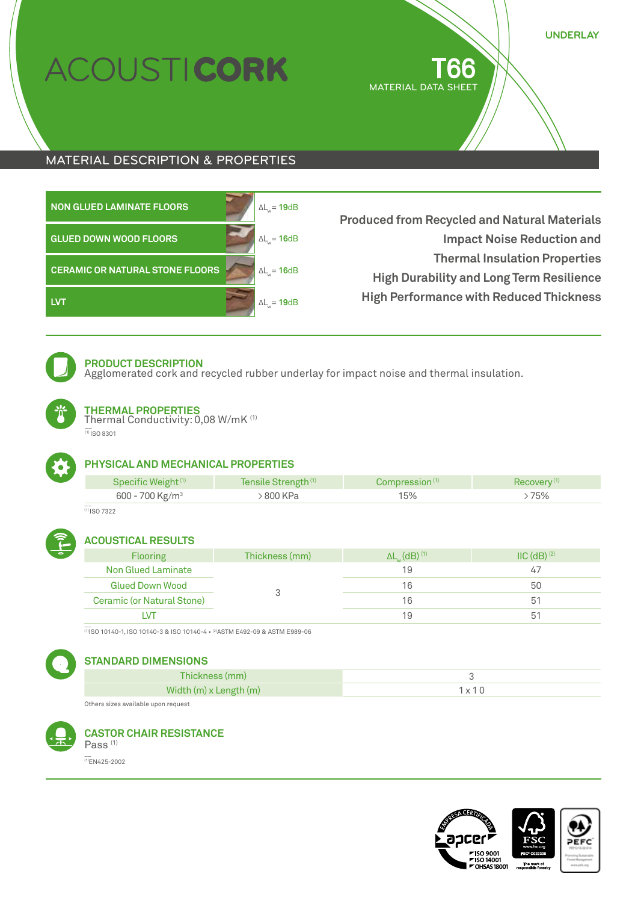UNDERLAY

# ACOUSTICORK

# T66

MATERIAL DATA SHEET

## MATERIAL DESCRIPTION & PROPERTIES

| | |
|---|---|
| **NON GLUED LAMINATE FLOORS** | $\Delta L_w$ = **19**dB |
| **GLUED DOWN WOOD FLOORS** | $\Delta L_w$ = **16**dB |
| **CERAMIC OR NATURAL STONE FLOORS** | $\Delta L_w$ = **16**dB |
| **LVT** | $\Delta L_w$ = **19**dB |

**Produced from Recycled and Natural Materials**
**Impact Noise Reduction and**
**Thermal Insulation Properties**
**High Durability and Long Term Resilience**
**High Performance with Reduced Thickness**

### PRODUCT DESCRIPTION

Agglomerated cork and recycled rubber underlay for impact noise and thermal insulation.

### THERMAL PROPERTIES

Thermal Conductivity: 0,08 W/mK [1]

[1] ISO 8301

### PHYSICAL AND MECHANICAL PROPERTIES

| Specific Weight [1] | Tensile Strength [1] | Compression [1] | Recovery [1] |
|---|---|---|---|
| 600 - 700 Kg/m³ | > 800 KPa | 15% | > 75% |

[1] ISO 7322

### ACOUSTICAL RESULTS

| Flooring | Thickness (mm) | $\Delta L_w$ (dB) [1] | IIC (dB) [2] |
|---|---|---|---|
| Non Glued Laminate | 3 | 19 | 47 |
| Glued Down Wood | | 16 | 50 |
| Ceramic (or Natural Stone) | | 16 | 51 |
| LVT | | 19 | 51 |

[1] ISO 10140-1, ISO 10140-3 & ISO 10140-4 • [2] ASTM E492-09 & ASTM E989-06

### STANDARD DIMENSIONS

| | |
|---|---|
| Thickness (mm) | 3 |
| Width (m) x Length (m) | 1 x 10 |

Others sizes available upon request

### CASTOR CHAIR RESISTANCE

Pass [1]

[1] EN425-2002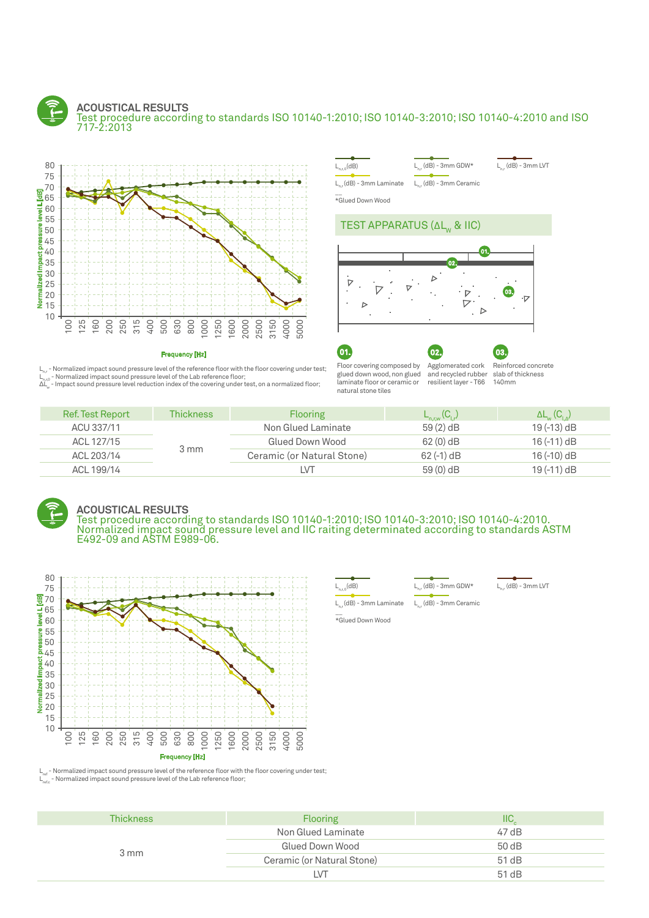## ACOUSTICAL RESULTS

Test procedure according to standards ISO 10140-1:2010; ISO 10140-3:2010; ISO 10140-4:2010 and ISO 717-2:2013

$L_{n,r,0}$ (dB) — $L_{n,r}$ (dB) - 3mm GDW* — $L_{n,r}$ (dB) - 3mm LVT — $L_{n,r}$ (dB) - 3mm Laminate — $L_{n,r}$ (dB) - 3mm Ceramic

*Glued Down Wood

Normalized impact pressure level L [dB]

Frequency [Hz]

$L_{n,r}$ - Normalized impact sound pressure level of the reference floor with the floor covering under test;
$L_{n,r,0}$ - Normalized impact sound pressure level of the Lab reference floor;
$\Delta L_w$ - Impact sound pressure level reduction index of the covering under test, on a normalized floor;

### TEST APPARATUS ($\Delta L_w$ & IIC)

01. Floor covering composed by glued down wood, non glued laminate floor or ceramic or natural stone tiles

02. Agglomerated cork and recycled rubber resilient layer - T66

03. Reinforced concrete slab of thickness 140mm

| Ref. Test Report | Thickness | Flooring | $L_{n,r,w}$ ($C_{I,r}$) | $\Delta L_w$ ($C_{I,\Delta}$) |
|---|---|---|---|---|
| ACU 337/11 | 3 mm | Non Glued Laminate | 59 (2) dB | 19 (-13) dB |
| ACL 127/15 | | Glued Down Wood | 62 (0) dB | 16 (-11) dB |
| ACL 203/14 | | Ceramic (or Natural Stone) | 62 (-1) dB | 16 (-10) dB |
| ACL 199/14 | | LVT | 59 (0) dB | 19 (-11) dB |

## ACOUSTICAL RESULTS

Test procedure according to standards ISO 10140-1:2010; ISO 10140-3:2010; ISO 10140-4:2010. Normalized impact sound pressure level and IIC raiting determinated according to standards ASTM E492-09 and ASTM E989-06.

$L_{n,r,0}$ (dB) — $L_{n,r}$ (dB) - 3mm GDW* — $L_{n,r}$ (dB) - 3mm LVT — $L_{n,r}$ (dB) - 3mm Laminate — $L_{n,r}$ (dB) - 3mm Ceramic

*Glued Down Wood

Normalized impact pressure level L [dB]

Frequency [Hz]

$L_{ref}$ - Normalized impact sound pressure level of the reference floor with the floor covering under test;
$L_{ref,c}$ - Normalized impact sound pressure level of the Lab reference floor;

| Thickness | Flooring | $IIC_c$ |
|---|---|---|
| 3 mm | Non Glued Laminate | 47 dB |
| | Glued Down Wood | 50 dB |
| | Ceramic (or Natural Stone) | 51 dB |
| | LVT | 51 dB |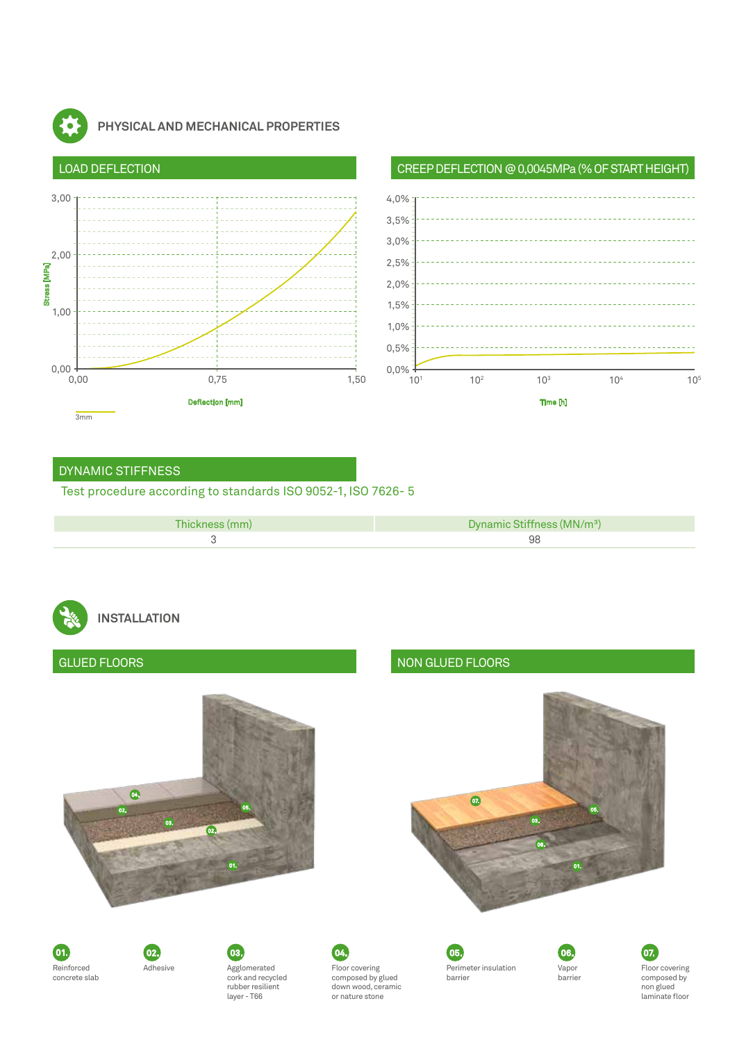## PHYSICAL AND MECHANICAL PROPERTIES

### LOAD DEFLECTION

Stress [MPa]: 0,00 – 1,00 – 2,00 – 3,00

Deflection [mm]: 0,00 – 0,75 – 1,50

3mm

### CREEP DEFLECTION @ 0,0045MPa (% OF START HEIGHT)

0,0% – 0,5% – 1,0% – 1,5% – 2,0% – 2,5% – 3,0% – 3,5% – 4,0%

Time [h]: $10^1$ – $10^2$ – $10^3$ – $10^4$ – $10^5$

### DYNAMIC STIFFNESS

Test procedure according to standards ISO 9052-1, ISO 7626- 5

| Thickness (mm) | Dynamic Stiffness (MN/m³) |
|---|---|
| 3 | 98 |

## INSTALLATION

### GLUED FLOORS

### NON GLUED FLOORS

01. Reinforced concrete slab
02. Adhesive
03. Agglomerated cork and recycled rubber resilient layer - T66
04. Floor covering composed by glued down wood, ceramic or nature stone
05. Perimeter insulation barrier
06. Vapor barrier
07. Floor covering composed by non glued laminate floor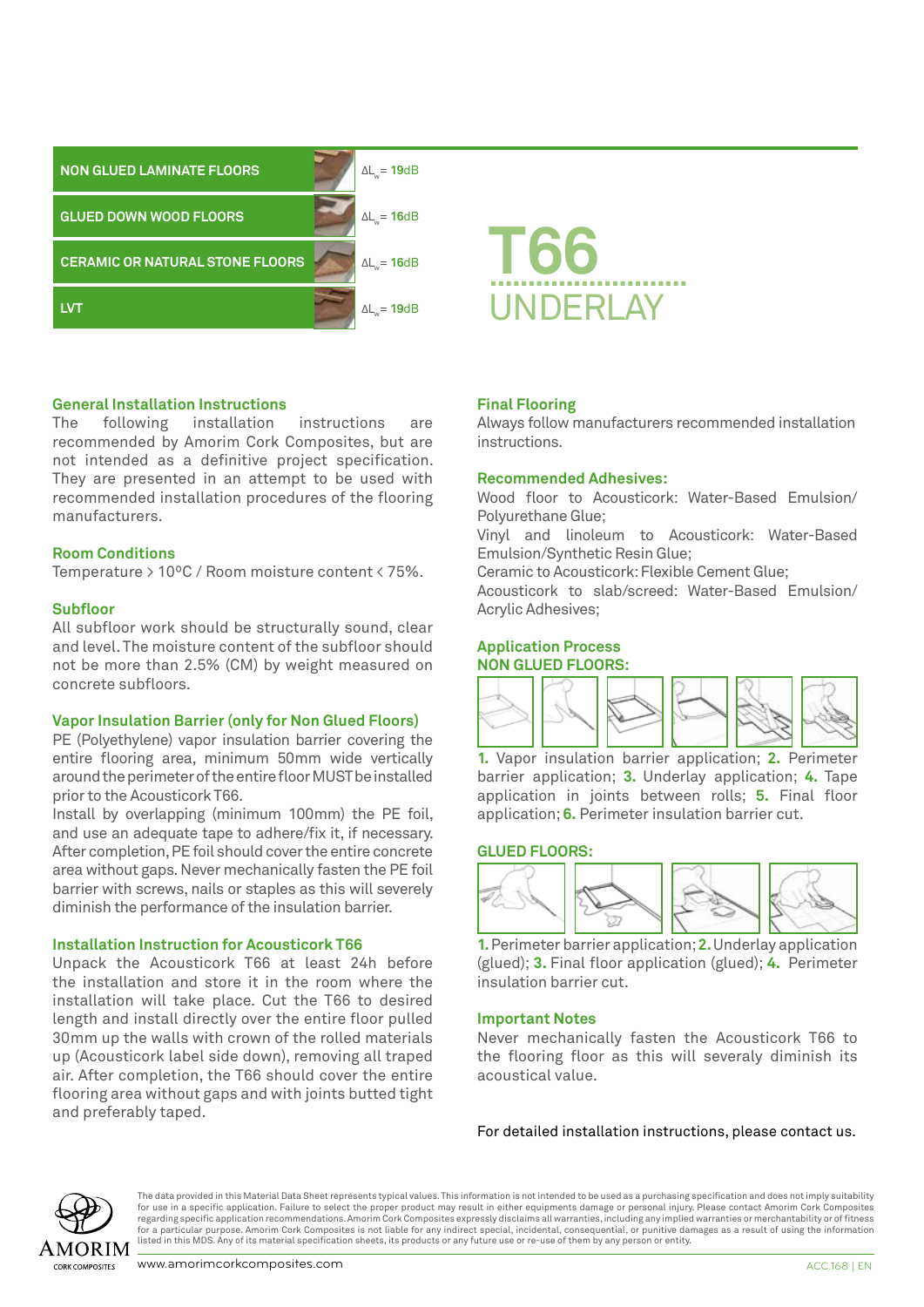| | |
|---|---|
| NON GLUED LAMINATE FLOORS | $\Delta L_w$ = 19dB |
| GLUED DOWN WOOD FLOORS | $\Delta L_w$ = 16dB |
| CERAMIC OR NATURAL STONE FLOORS | $\Delta L_w$ = 16dB |
| LVT | $\Delta L_w$ = 19dB |

# T66 UNDERLAY

### General Installation Instructions

The following installation instructions are recommended by Amorim Cork Composites, but are not intended as a definitive project specification. They are presented in an attempt to be used with recommended installation procedures of the flooring manufacturers.

### Room Conditions

Temperature > 10ºC / Room moisture content < 75%.

### Subfloor

All subfloor work should be structurally sound, clear and level. The moisture content of the subfloor should not be more than 2.5% (CM) by weight measured on concrete subfloors.

### Vapor Insulation Barrier (only for Non Glued Floors)

PE (Polyethylene) vapor insulation barrier covering the entire flooring area, minimum 50mm wide vertically around the perimeter of the entire floor MUST be installed prior to the Acousticork T66.

Install by overlapping (minimum 100mm) the PE foil, and use an adequate tape to adhere/fix it, if necessary. After completion, PE foil should cover the entire concrete area without gaps. Never mechanically fasten the PE foil barrier with screws, nails or staples as this will severely diminish the performance of the insulation barrier.

### Installation Instruction for Acousticork T66

Unpack the Acousticork T66 at least 24h before the installation and store it in the room where the installation will take place. Cut the T66 to desired length and install directly over the entire floor pulled 30mm up the walls with crown of the rolled materials up (Acousticork label side down), removing all traped air. After completion, the T66 should cover the entire flooring area without gaps and with joints butted tight and preferably taped.

### Final Flooring

Always follow manufacturers recommended installation instructions.

### Recommended Adhesives:

Wood floor to Acousticork: Water-Based Emulsion/ Polyurethane Glue;

Vinyl and linoleum to Acousticork: Water-Based Emulsion/Synthetic Resin Glue;

Ceramic to Acousticork: Flexible Cement Glue;

Acousticork to slab/screed: Water-Based Emulsion/ Acrylic Adhesives;

### Application Process

#### NON GLUED FLOORS:

**1.** Vapor insulation barrier application; **2.** Perimeter barrier application; **3.** Underlay application; **4.** Tape application in joints between rolls; **5.** Final floor application; **6.** Perimeter insulation barrier cut.

#### GLUED FLOORS:

**1.** Perimeter barrier application; **2.** Underlay application (glued); **3.** Final floor application (glued); **4.** Perimeter insulation barrier cut.

### Important Notes

Never mechanically fasten the Acousticork T66 to the flooring floor as this will severaly diminish its acoustical value.

For detailed installation instructions, please contact us.

The data provided in this Material Data Sheet represents typical values. This information is not intended to be used as a purchasing specification and does not imply suitability for use in a specific application. Failure to select the proper product may result in either equipments damage or personal injury. Please contact Amorim Cork Composites regarding specific application recommendations. Amorim Cork Composites expressly disclaims all warranties, including any implied warranties or merchantability or of fitness for a particular purpose. Amorim Cork Composites is not liable for any indirect special, incidental, consequential, or punitive damages as a result of using the information listed in this MDS. Any of its material specification sheets, its products or any future use or re-use of them by any person or entity.

AMORIM CORK COMPOSITES

www.amorimcorkcomposites.com

ACC.168 | EN